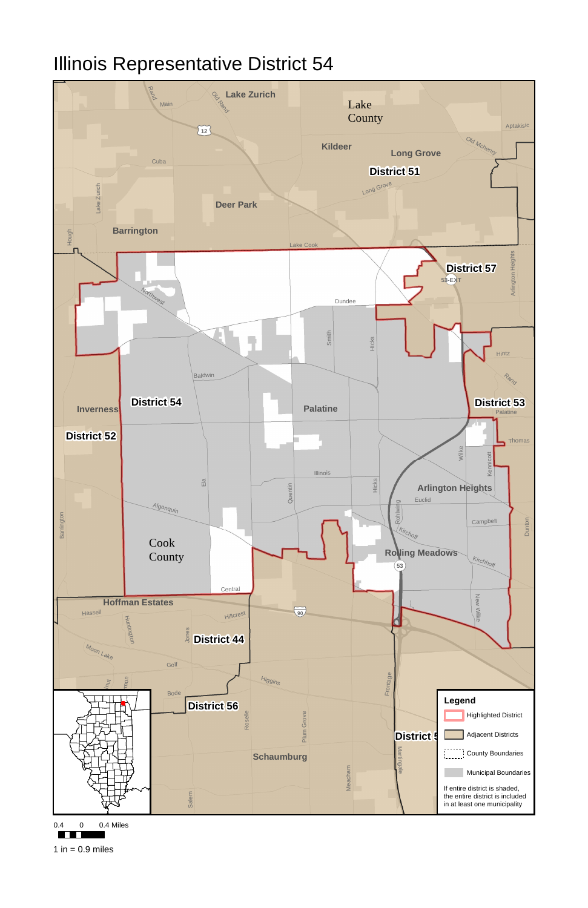# Illinois Representative District 54

Lake Zurich

Lake County

Kildeer

Long Grove

District 51

Deer Park

Barrington

District 57

District 54

Inverness

District 52

Palatine

District 53

Arlington Heights

Cook County

Rolling Meadows

Hoffman Estates

District 44

District 56

Schaumburg

**Legend**

- Highlighted District
- Adjacent Districts
- County Boundaries
- Municipal Boundaries

If entire district is shaded, the entire district is included in at least one municipality

0.4 0 0.4 Miles

1 in = 0.9 miles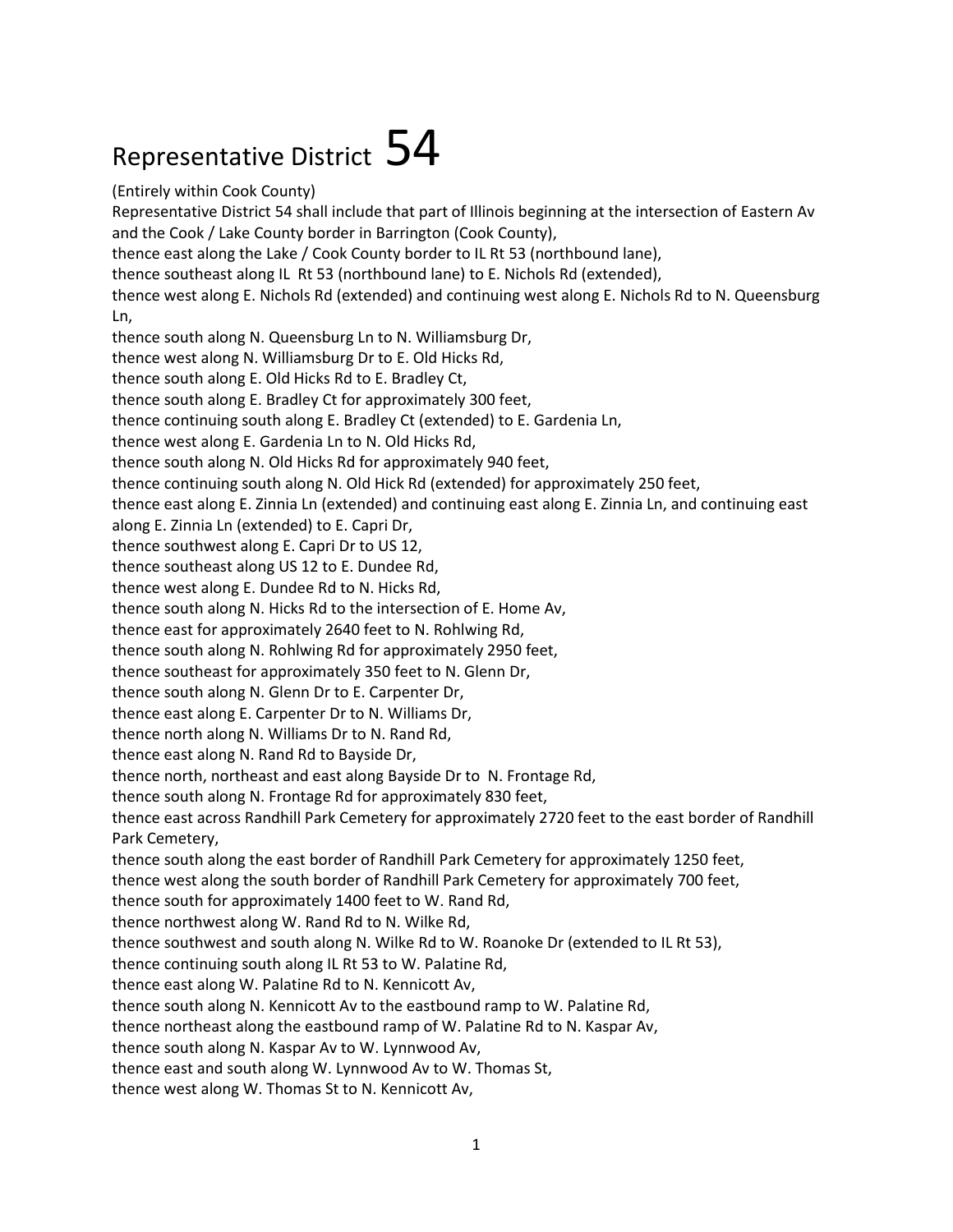# Representative District 54

(Entirely within Cook County)

Representative District 54 shall include that part of Illinois beginning at the intersection of Eastern Av and the Cook / Lake County border in Barrington (Cook County),
thence east along the Lake / Cook County border to IL Rt 53 (northbound lane),
thence southeast along IL Rt 53 (northbound lane) to E. Nichols Rd (extended),
thence west along E. Nichols Rd (extended) and continuing west along E. Nichols Rd to N. Queensburg Ln,
thence south along N. Queensburg Ln to N. Williamsburg Dr,
thence west along N. Williamsburg Dr to E. Old Hicks Rd,
thence south along E. Old Hicks Rd to E. Bradley Ct,
thence south along E. Bradley Ct for approximately 300 feet,
thence continuing south along E. Bradley Ct (extended) to E. Gardenia Ln,
thence west along E. Gardenia Ln to N. Old Hicks Rd,
thence south along N. Old Hicks Rd for approximately 940 feet,
thence continuing south along N. Old Hick Rd (extended) for approximately 250 feet,
thence east along E. Zinnia Ln (extended) and continuing east along E. Zinnia Ln, and continuing east along E. Zinnia Ln (extended) to E. Capri Dr,
thence southwest along E. Capri Dr to US 12,
thence southeast along US 12 to E. Dundee Rd,
thence west along E. Dundee Rd to N. Hicks Rd,
thence south along N. Hicks Rd to the intersection of E. Home Av,
thence east for approximately 2640 feet to N. Rohlwing Rd,
thence south along N. Rohlwing Rd for approximately 2950 feet,
thence southeast for approximately 350 feet to N. Glenn Dr,
thence south along N. Glenn Dr to E. Carpenter Dr,
thence east along E. Carpenter Dr to N. Williams Dr,
thence north along N. Williams Dr to N. Rand Rd,
thence east along N. Rand Rd to Bayside Dr,
thence north, northeast and east along Bayside Dr to N. Frontage Rd,
thence south along N. Frontage Rd for approximately 830 feet,
thence east across Randhill Park Cemetery for approximately 2720 feet to the east border of Randhill Park Cemetery,
thence south along the east border of Randhill Park Cemetery for approximately 1250 feet,
thence west along the south border of Randhill Park Cemetery for approximately 700 feet,
thence south for approximately 1400 feet to W. Rand Rd,
thence northwest along W. Rand Rd to N. Wilke Rd,
thence southwest and south along N. Wilke Rd to W. Roanoke Dr (extended to IL Rt 53),
thence continuing south along IL Rt 53 to W. Palatine Rd,
thence east along W. Palatine Rd to N. Kennicott Av,
thence south along N. Kennicott Av to the eastbound ramp to W. Palatine Rd,
thence northeast along the eastbound ramp of W. Palatine Rd to N. Kaspar Av,
thence south along N. Kaspar Av to W. Lynnwood Av,
thence east and south along W. Lynnwood Av to W. Thomas St,
thence west along W. Thomas St to N. Kennicott Av,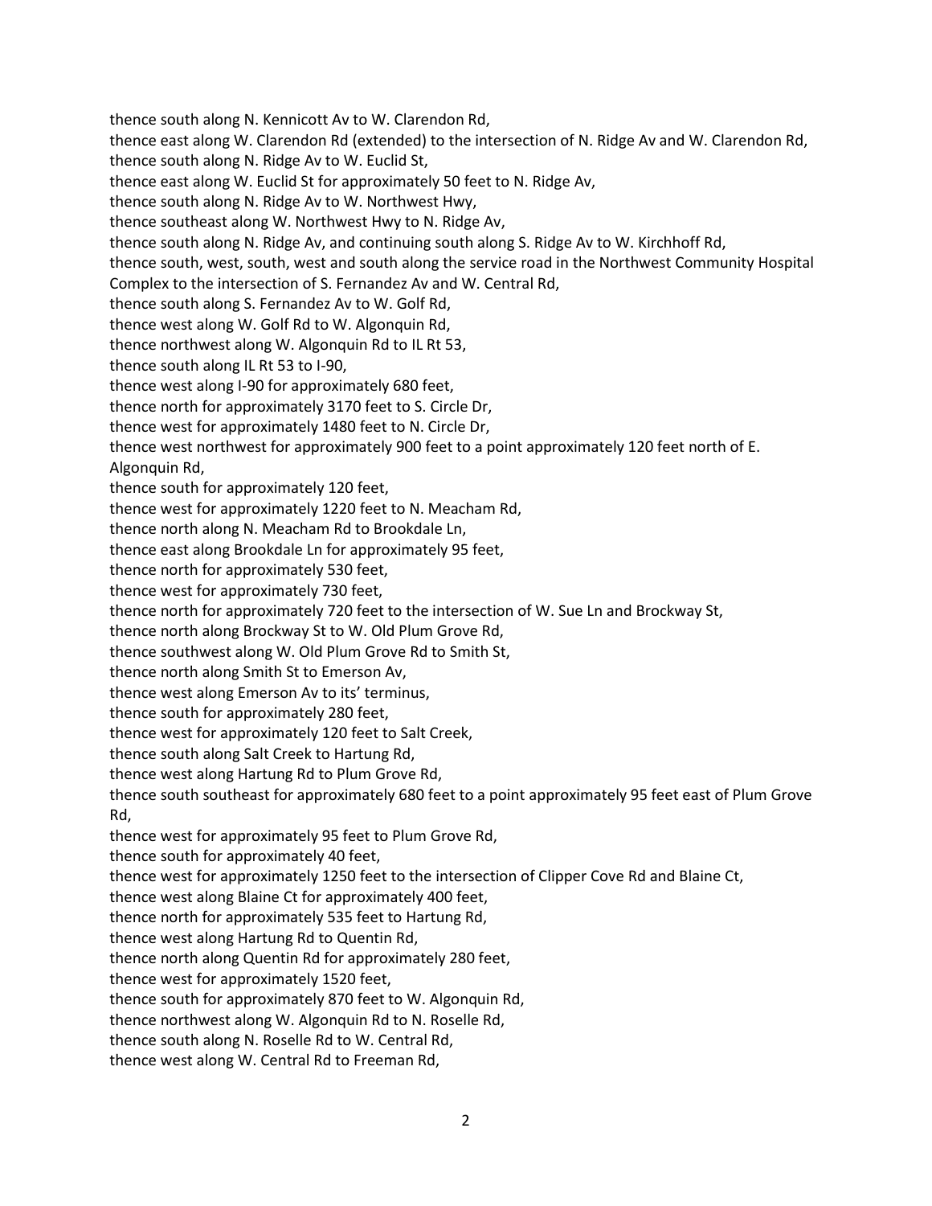thence south along N. Kennicott Av to W. Clarendon Rd,
thence east along W. Clarendon Rd (extended) to the intersection of N. Ridge Av and W. Clarendon Rd,
thence south along N. Ridge Av to W. Euclid St,
thence east along W. Euclid St for approximately 50 feet to N. Ridge Av,
thence south along N. Ridge Av to W. Northwest Hwy,
thence southeast along W. Northwest Hwy to N. Ridge Av,
thence south along N. Ridge Av, and continuing south along S. Ridge Av to W. Kirchhoff Rd,
thence south, west, south, west and south along the service road in the Northwest Community Hospital Complex to the intersection of S. Fernandez Av and W. Central Rd,
thence south along S. Fernandez Av to W. Golf Rd,
thence west along W. Golf Rd to W. Algonquin Rd,
thence northwest along W. Algonquin Rd to IL Rt 53,
thence south along IL Rt 53 to I-90,
thence west along I-90 for approximately 680 feet,
thence north for approximately 3170 feet to S. Circle Dr,
thence west for approximately 1480 feet to N. Circle Dr,
thence west northwest for approximately 900 feet to a point approximately 120 feet north of E. Algonquin Rd,
thence south for approximately 120 feet,
thence west for approximately 1220 feet to N. Meacham Rd,
thence north along N. Meacham Rd to Brookdale Ln,
thence east along Brookdale Ln for approximately 95 feet,
thence north for approximately 530 feet,
thence west for approximately 730 feet,
thence north for approximately 720 feet to the intersection of W. Sue Ln and Brockway St,
thence north along Brockway St to W. Old Plum Grove Rd,
thence southwest along W. Old Plum Grove Rd to Smith St,
thence north along Smith St to Emerson Av,
thence west along Emerson Av to its' terminus,
thence south for approximately 280 feet,
thence west for approximately 120 feet to Salt Creek,
thence south along Salt Creek to Hartung Rd,
thence west along Hartung Rd to Plum Grove Rd,
thence south southeast for approximately 680 feet to a point approximately 95 feet east of Plum Grove Rd,
thence west for approximately 95 feet to Plum Grove Rd,
thence south for approximately 40 feet,
thence west for approximately 1250 feet to the intersection of Clipper Cove Rd and Blaine Ct,
thence west along Blaine Ct for approximately 400 feet,
thence north for approximately 535 feet to Hartung Rd,
thence west along Hartung Rd to Quentin Rd,
thence north along Quentin Rd for approximately 280 feet,
thence west for approximately 1520 feet,
thence south for approximately 870 feet to W. Algonquin Rd,
thence northwest along W. Algonquin Rd to N. Roselle Rd,
thence south along N. Roselle Rd to W. Central Rd,
thence west along W. Central Rd to Freeman Rd,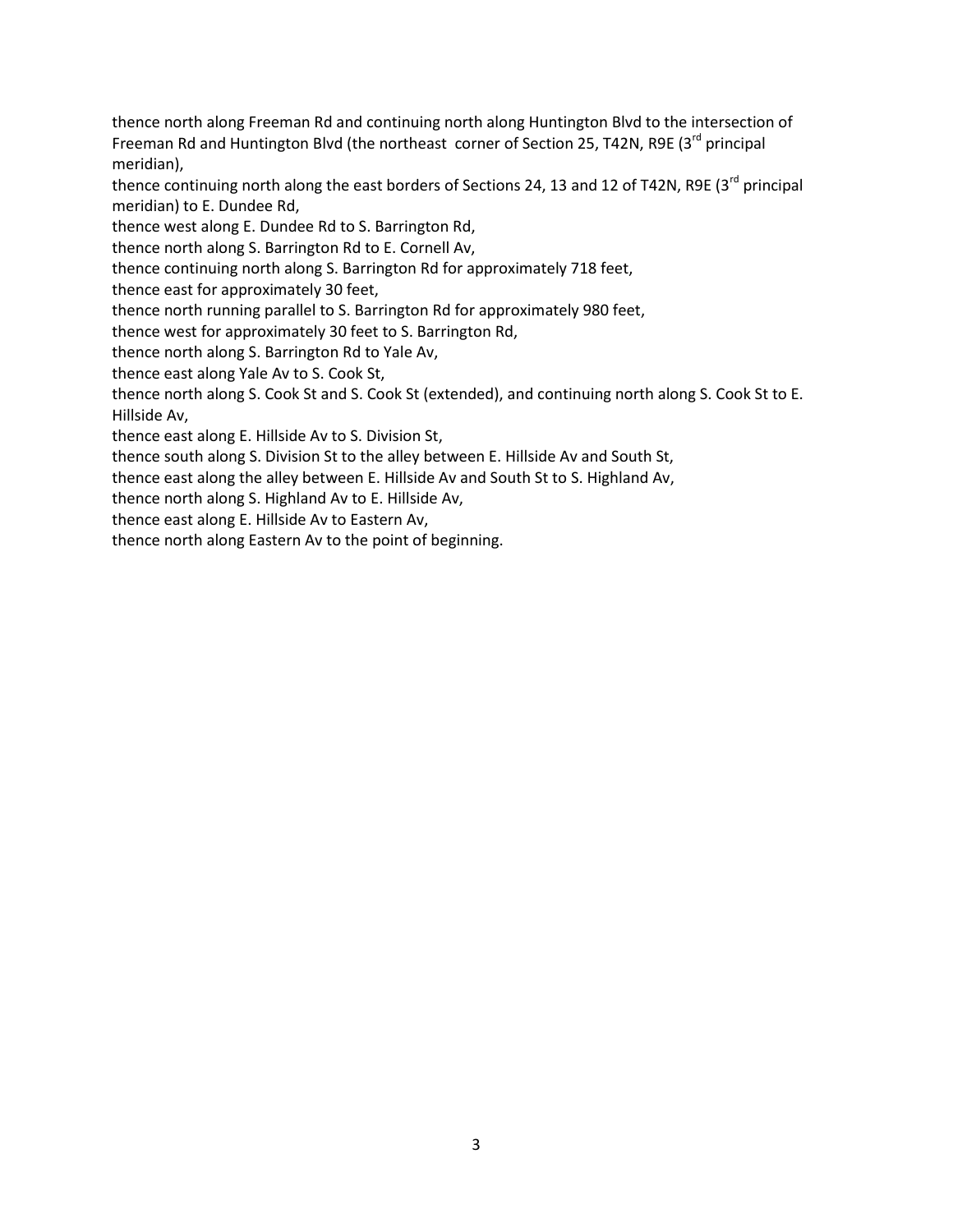thence north along Freeman Rd and continuing north along Huntington Blvd to the intersection of Freeman Rd and Huntington Blvd (the northeast corner of Section 25, T42N, R9E (3rd principal meridian),

thence continuing north along the east borders of Sections 24, 13 and 12 of T42N, R9E (3rd principal meridian) to E. Dundee Rd,

thence west along E. Dundee Rd to S. Barrington Rd,

thence north along S. Barrington Rd to E. Cornell Av,

thence continuing north along S. Barrington Rd for approximately 718 feet,

thence east for approximately 30 feet,

thence north running parallel to S. Barrington Rd for approximately 980 feet,

thence west for approximately 30 feet to S. Barrington Rd,

thence north along S. Barrington Rd to Yale Av,

thence east along Yale Av to S. Cook St,

thence north along S. Cook St and S. Cook St (extended), and continuing north along S. Cook St to E. Hillside Av,

thence east along E. Hillside Av to S. Division St,

thence south along S. Division St to the alley between E. Hillside Av and South St,

thence east along the alley between E. Hillside Av and South St to S. Highland Av,

thence north along S. Highland Av to E. Hillside Av,

thence east along E. Hillside Av to Eastern Av,

thence north along Eastern Av to the point of beginning.